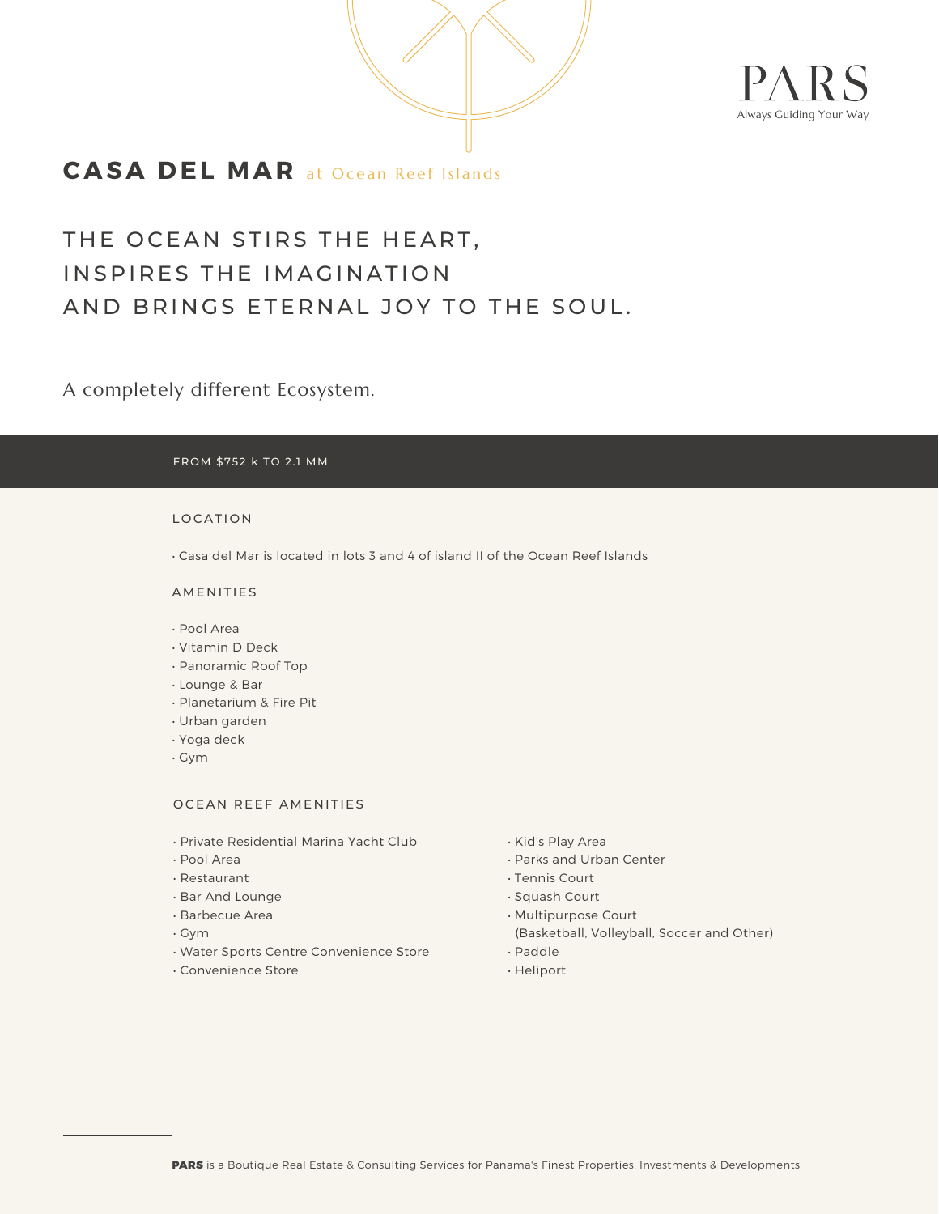PARS
Always Guiding Your Way

# CASA DEL MAR at Ocean Reef Islands

## THE OCEAN STIRS THE HEART, INSPIRES THE IMAGINATION AND BRINGS ETERNAL JOY TO THE SOUL.

A completely different Ecosystem.

FROM $752 k TO 2.1 MM

### LOCATION

• Casa del Mar is located in lots 3 and 4 of island II of the Ocean Reef Islands

### AMENITIES

• Pool Area
• Vitamin D Deck
• Panoramic Roof Top
• Lounge & Bar
• Planetarium & Fire Pit
• Urban garden
• Yoga deck
• Gym

### OCEAN REEF AMENITIES

• Private Residential Marina Yacht Club
• Pool Area
• Restaurant
• Bar And Lounge
• Barbecue Area
• Gym
• Water Sports Centre Convenience Store
• Convenience Store
• Kid's Play Area
• Parks and Urban Center
• Tennis Court
• Squash Court
• Multipurpose Court (Basketball, Volleyball, Soccer and Other)
• Paddle
• Heliport

---

**PARS** is a Boutique Real Estate & Consulting Services for Panama's Finest Properties, Investments & Developments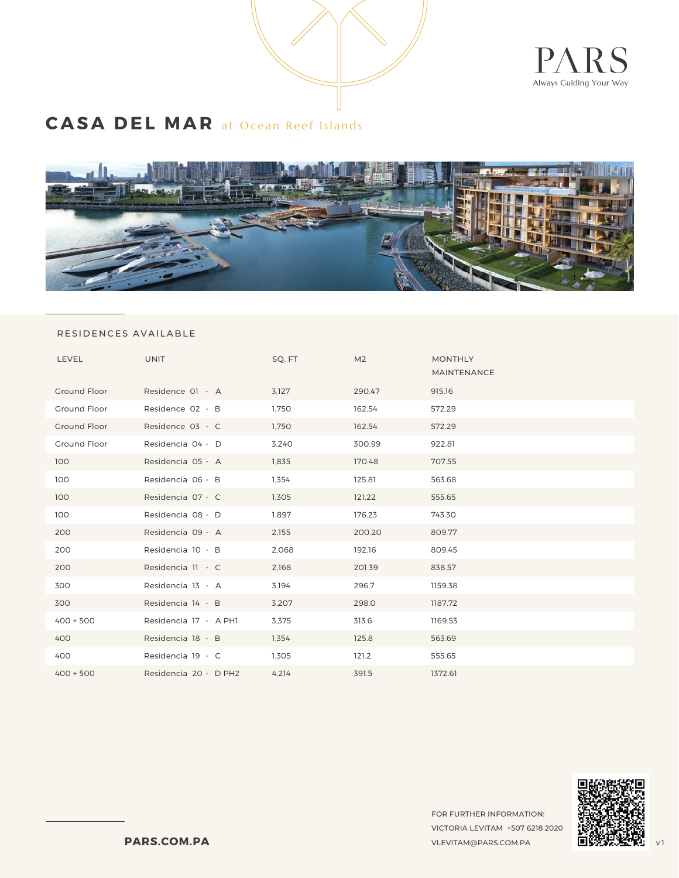PARS

Always Guiding Your Way

# CASA DEL MAR at Ocean Reef Islands

## RESIDENCES AVAILABLE

| LEVEL | UNIT | SQ. FT | M2 | MONTHLY MAINTENANCE |
|---|---|---|---|---|
| Ground Floor | Residence 01 - A | 3,127 | 290.47 | 915.16 |
| Ground Floor | Residence 02 - B | 1,750 | 162.54 | 572.29 |
| Ground Floor | Residence 03 - C | 1,750 | 162.54 | 572.29 |
| Ground Floor | Residencia 04 - D | 3,240 | 300.99 | 922.81 |
| 100 | Residencia 05 - A | 1,835 | 170.48 | 707.55 |
| 100 | Residencia 06 - B | 1,354 | 125.81 | 563.68 |
| 100 | Residencia 07 - C | 1,305 | 121.22 | 555.65 |
| 100 | Residencia 08 - D | 1,897 | 176.23 | 743.30 |
| 200 | Residencia 09 - A | 2,155 | 200.20 | 809.77 |
| 200 | Residencia 10 - B | 2,068 | 192.16 | 809.45 |
| 200 | Residencia 11 - C | 2,168 | 201.39 | 838.57 |
| 300 | Residencia 13 - A | 3,194 | 296.7 | 1159.38 |
| 300 | Residencia 14 - B | 3,207 | 298.0 | 1187.72 |
| 400 + 500 | Residencia 17 - A PH1 | 3,375 | 313.6 | 1169.53 |
| 400 | Residencia 18 - B | 1,354 | 125.8 | 563.69 |
| 400 | Residencia 19 - C | 1,305 | 121.2 | 555.65 |
| 400 + 500 | Residencia 20 - D PH2 | 4,214 | 391.5 | 1372.61 |

**PARS.COM.PA**

FOR FURTHER INFORMATION:
VICTORIA LEVITAM +507 6218 2020
VLEVITAM@PARS.COM.PA

v1